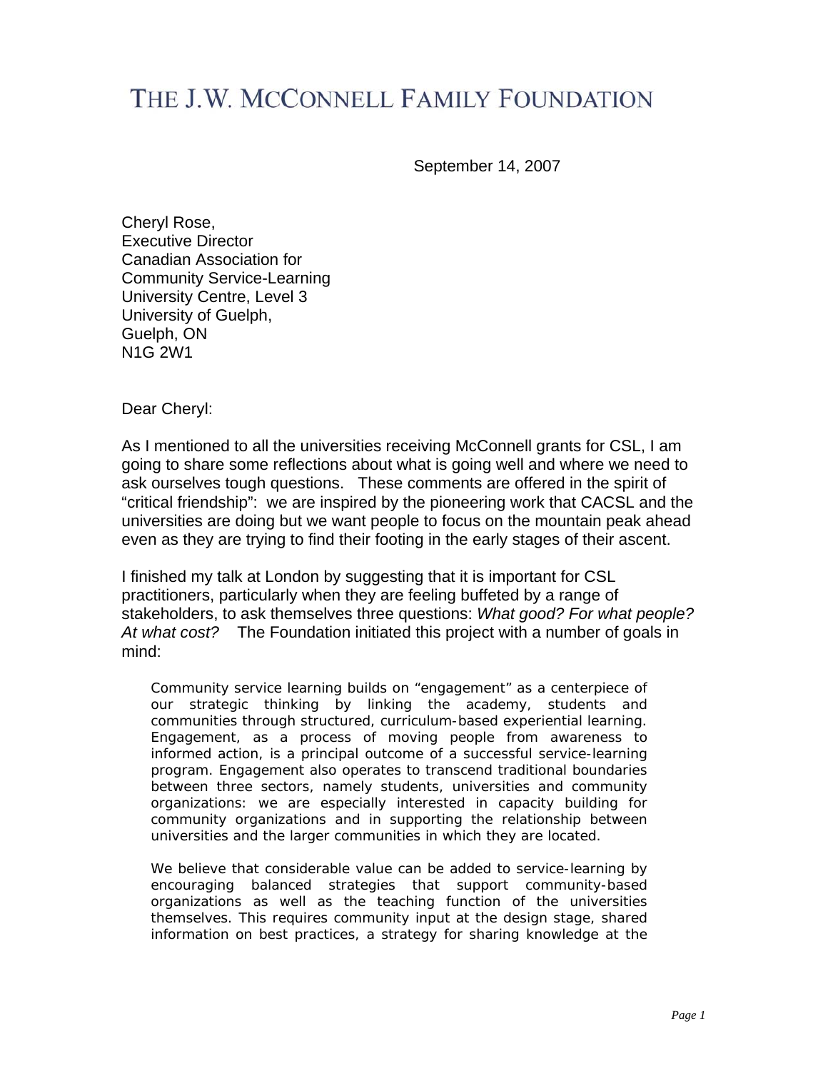# THE J.W. MCCONNELL FAMILY FOUNDATION

September 14, 2007

Cheryl Rose,
Executive Director
Canadian Association for
Community Service-Learning
University Centre, Level 3
University of Guelph,
Guelph, ON
N1G 2W1

Dear Cheryl:

As I mentioned to all the universities receiving McConnell grants for CSL, I am going to share some reflections about what is going well and where we need to ask ourselves tough questions. These comments are offered in the spirit of "critical friendship": we are inspired by the pioneering work that CACSL and the universities are doing but we want people to focus on the mountain peak ahead even as they are trying to find their footing in the early stages of their ascent.

I finished my talk at London by suggesting that it is important for CSL practitioners, particularly when they are feeling buffeted by a range of stakeholders, to ask themselves three questions: *What good? For what people? At what cost?* The Foundation initiated this project with a number of goals in mind:

> Community service learning builds on "engagement" as a centerpiece of our strategic thinking by linking the academy, students and communities through structured, curriculum-based experiential learning. Engagement, as a process of moving people from awareness to informed action, is a principal outcome of a successful service-learning program. Engagement also operates to transcend traditional boundaries between three sectors, namely students, universities and community organizations: we are especially interested in capacity building for community organizations and in supporting the relationship between universities and the larger communities in which they are located.
>
> We believe that considerable value can be added to service-learning by encouraging balanced strategies that support community-based organizations as well as the teaching function of the universities themselves. This requires community input at the design stage, shared information on best practices, a strategy for sharing knowledge at the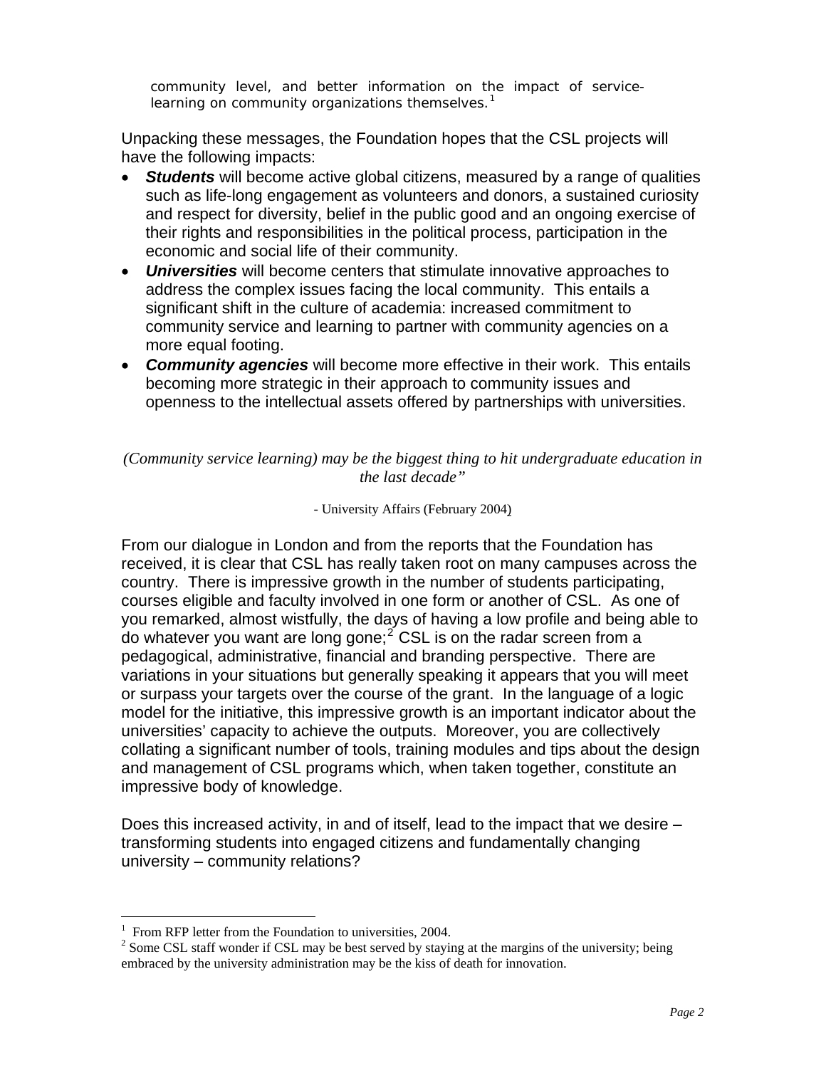community level, and better information on the impact of service-learning on community organizations themselves.[1]

Unpacking these messages, the Foundation hopes that the CSL projects will have the following impacts:

- ***Students*** will become active global citizens, measured by a range of qualities such as life-long engagement as volunteers and donors, a sustained curiosity and respect for diversity, belief in the public good and an ongoing exercise of their rights and responsibilities in the political process, participation in the economic and social life of their community.
- ***Universities*** will become centers that stimulate innovative approaches to address the complex issues facing the local community. This entails a significant shift in the culture of academia: increased commitment to community service and learning to partner with community agencies on a more equal footing.
- ***Community agencies*** will become more effective in their work. This entails becoming more strategic in their approach to community issues and openness to the intellectual assets offered by partnerships with universities.

*(Community service learning) may be the biggest thing to hit undergraduate education in the last decade"*

- University Affairs (February 2004)

From our dialogue in London and from the reports that the Foundation has received, it is clear that CSL has really taken root on many campuses across the country. There is impressive growth in the number of students participating, courses eligible and faculty involved in one form or another of CSL. As one of you remarked, almost wistfully, the days of having a low profile and being able to do whatever you want are long gone;[2] CSL is on the radar screen from a pedagogical, administrative, financial and branding perspective. There are variations in your situations but generally speaking it appears that you will meet or surpass your targets over the course of the grant. In the language of a logic model for the initiative, this impressive growth is an important indicator about the universities' capacity to achieve the outputs. Moreover, you are collectively collating a significant number of tools, training modules and tips about the design and management of CSL programs which, when taken together, constitute an impressive body of knowledge.

Does this increased activity, in and of itself, lead to the impact that we desire – transforming students into engaged citizens and fundamentally changing university – community relations?

[1] From RFP letter from the Foundation to universities, 2004.

[2] Some CSL staff wonder if CSL may be best served by staying at the margins of the university; being embraced by the university administration may be the kiss of death for innovation.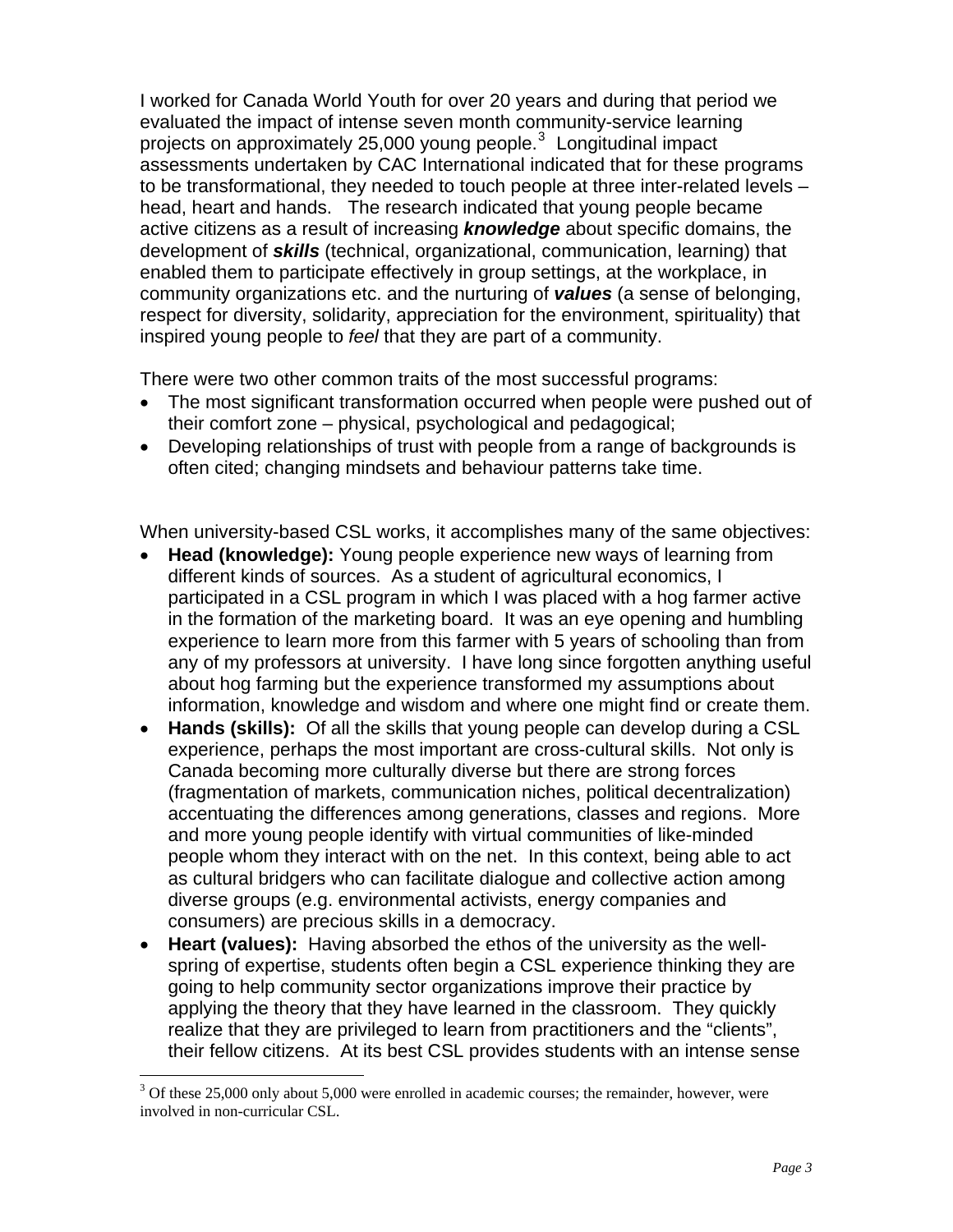I worked for Canada World Youth for over 20 years and during that period we evaluated the impact of intense seven month community-service learning projects on approximately 25,000 young people.[3] Longitudinal impact assessments undertaken by CAC International indicated that for these programs to be transformational, they needed to touch people at three inter-related levels – head, heart and hands. The research indicated that young people became active citizens as a result of increasing ***knowledge*** about specific domains, the development of ***skills*** (technical, organizational, communication, learning) that enabled them to participate effectively in group settings, at the workplace, in community organizations etc. and the nurturing of ***values*** (a sense of belonging, respect for diversity, solidarity, appreciation for the environment, spirituality) that inspired young people to *feel* that they are part of a community.

There were two other common traits of the most successful programs:

- The most significant transformation occurred when people were pushed out of their comfort zone – physical, psychological and pedagogical;
- Developing relationships of trust with people from a range of backgrounds is often cited; changing mindsets and behaviour patterns take time.

When university-based CSL works, it accomplishes many of the same objectives:

- **Head (knowledge):** Young people experience new ways of learning from different kinds of sources. As a student of agricultural economics, I participated in a CSL program in which I was placed with a hog farmer active in the formation of the marketing board. It was an eye opening and humbling experience to learn more from this farmer with 5 years of schooling than from any of my professors at university. I have long since forgotten anything useful about hog farming but the experience transformed my assumptions about information, knowledge and wisdom and where one might find or create them.
- **Hands (skills):** Of all the skills that young people can develop during a CSL experience, perhaps the most important are cross-cultural skills. Not only is Canada becoming more culturally diverse but there are strong forces (fragmentation of markets, communication niches, political decentralization) accentuating the differences among generations, classes and regions. More and more young people identify with virtual communities of like-minded people whom they interact with on the net. In this context, being able to act as cultural bridgers who can facilitate dialogue and collective action among diverse groups (e.g. environmental activists, energy companies and consumers) are precious skills in a democracy.
- **Heart (values):** Having absorbed the ethos of the university as the well-spring of expertise, students often begin a CSL experience thinking they are going to help community sector organizations improve their practice by applying the theory that they have learned in the classroom. They quickly realize that they are privileged to learn from practitioners and the "clients", their fellow citizens. At its best CSL provides students with an intense sense

[3] Of these 25,000 only about 5,000 were enrolled in academic courses; the remainder, however, were involved in non-curricular CSL.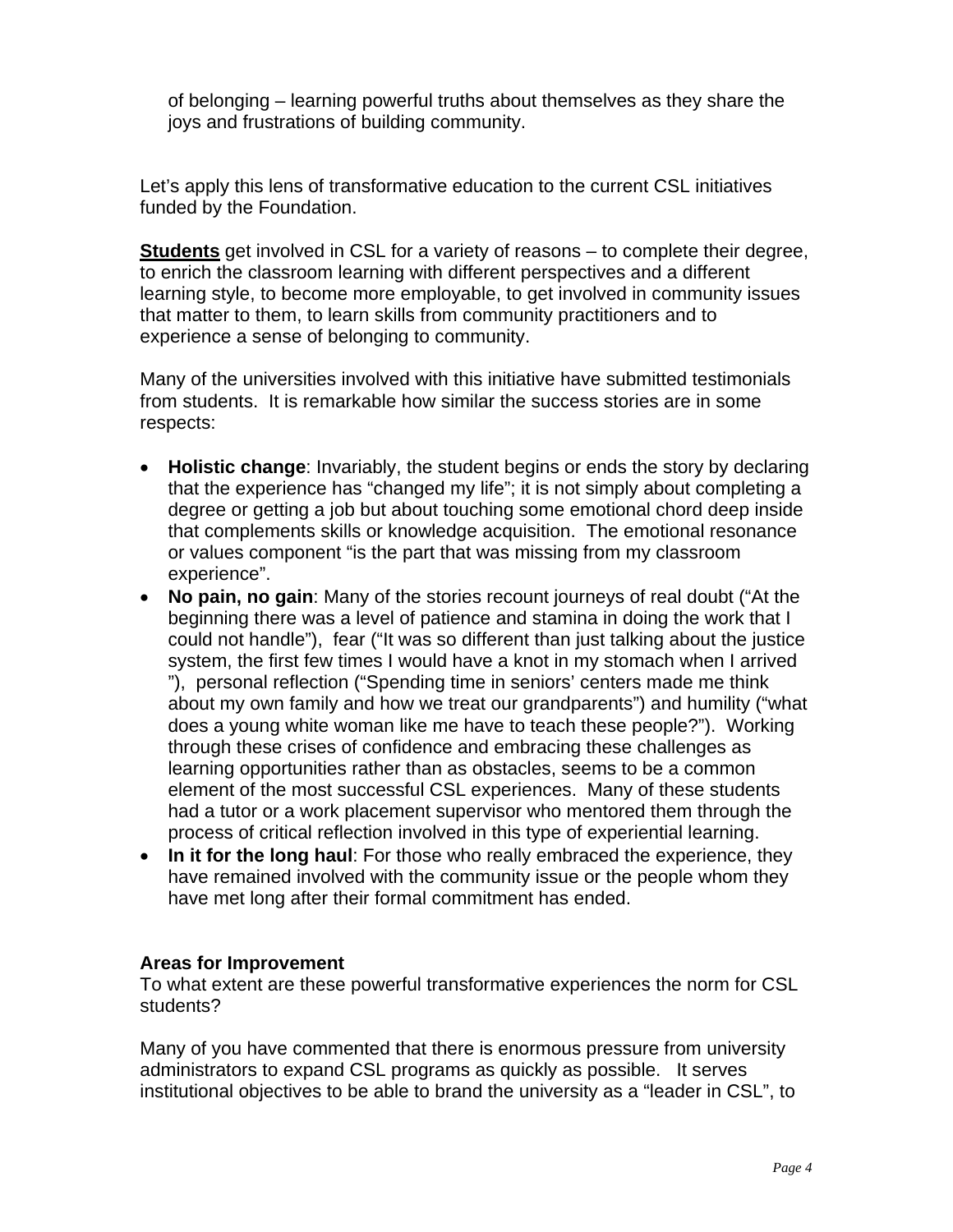of belonging – learning powerful truths about themselves as they share the joys and frustrations of building community.

Let's apply this lens of transformative education to the current CSL initiatives funded by the Foundation.

**Students** get involved in CSL for a variety of reasons – to complete their degree, to enrich the classroom learning with different perspectives and a different learning style, to become more employable, to get involved in community issues that matter to them, to learn skills from community practitioners and to experience a sense of belonging to community.

Many of the universities involved with this initiative have submitted testimonials from students. It is remarkable how similar the success stories are in some respects:

- **Holistic change**: Invariably, the student begins or ends the story by declaring that the experience has "changed my life"; it is not simply about completing a degree or getting a job but about touching some emotional chord deep inside that complements skills or knowledge acquisition. The emotional resonance or values component "is the part that was missing from my classroom experience".
- **No pain, no gain**: Many of the stories recount journeys of real doubt ("At the beginning there was a level of patience and stamina in doing the work that I could not handle"), fear ("It was so different than just talking about the justice system, the first few times I would have a knot in my stomach when I arrived "), personal reflection ("Spending time in seniors' centers made me think about my own family and how we treat our grandparents") and humility ("what does a young white woman like me have to teach these people?"). Working through these crises of confidence and embracing these challenges as learning opportunities rather than as obstacles, seems to be a common element of the most successful CSL experiences. Many of these students had a tutor or a work placement supervisor who mentored them through the process of critical reflection involved in this type of experiential learning.
- **In it for the long haul**: For those who really embraced the experience, they have remained involved with the community issue or the people whom they have met long after their formal commitment has ended.

### Areas for Improvement

To what extent are these powerful transformative experiences the norm for CSL students?

Many of you have commented that there is enormous pressure from university administrators to expand CSL programs as quickly as possible. It serves institutional objectives to be able to brand the university as a "leader in CSL", to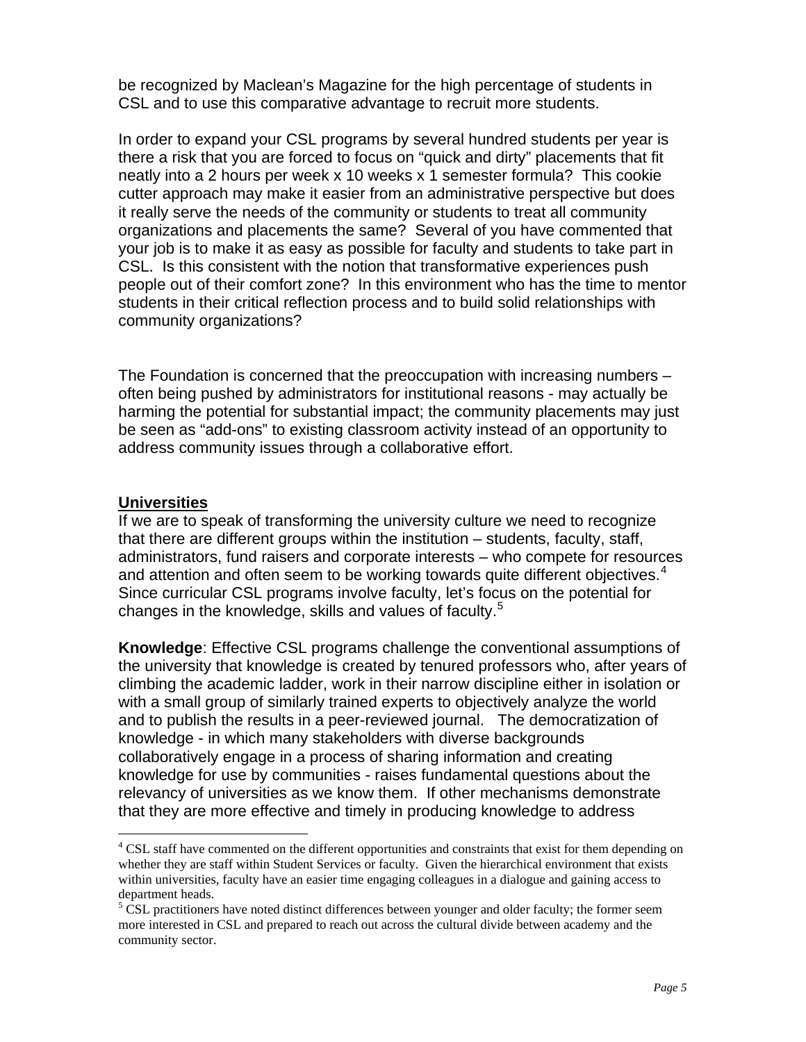be recognized by Maclean's Magazine for the high percentage of students in CSL and to use this comparative advantage to recruit more students.

In order to expand your CSL programs by several hundred students per year is there a risk that you are forced to focus on "quick and dirty" placements that fit neatly into a 2 hours per week x 10 weeks x 1 semester formula? This cookie cutter approach may make it easier from an administrative perspective but does it really serve the needs of the community or students to treat all community organizations and placements the same? Several of you have commented that your job is to make it as easy as possible for faculty and students to take part in CSL. Is this consistent with the notion that transformative experiences push people out of their comfort zone? In this environment who has the time to mentor students in their critical reflection process and to build solid relationships with community organizations?

The Foundation is concerned that the preoccupation with increasing numbers – often being pushed by administrators for institutional reasons - may actually be harming the potential for substantial impact; the community placements may just be seen as "add-ons" to existing classroom activity instead of an opportunity to address community issues through a collaborative effort.

## Universities

If we are to speak of transforming the university culture we need to recognize that there are different groups within the institution – students, faculty, staff, administrators, fund raisers and corporate interests – who compete for resources and attention and often seem to be working towards quite different objectives.[4] Since curricular CSL programs involve faculty, let's focus on the potential for changes in the knowledge, skills and values of faculty.[5]

**Knowledge**: Effective CSL programs challenge the conventional assumptions of the university that knowledge is created by tenured professors who, after years of climbing the academic ladder, work in their narrow discipline either in isolation or with a small group of similarly trained experts to objectively analyze the world and to publish the results in a peer-reviewed journal. The democratization of knowledge - in which many stakeholders with diverse backgrounds collaboratively engage in a process of sharing information and creating knowledge for use by communities - raises fundamental questions about the relevancy of universities as we know them. If other mechanisms demonstrate that they are more effective and timely in producing knowledge to address

[4] CSL staff have commented on the different opportunities and constraints that exist for them depending on whether they are staff within Student Services or faculty. Given the hierarchical environment that exists within universities, faculty have an easier time engaging colleagues in a dialogue and gaining access to department heads.

[5] CSL practitioners have noted distinct differences between younger and older faculty; the former seem more interested in CSL and prepared to reach out across the cultural divide between academy and the community sector.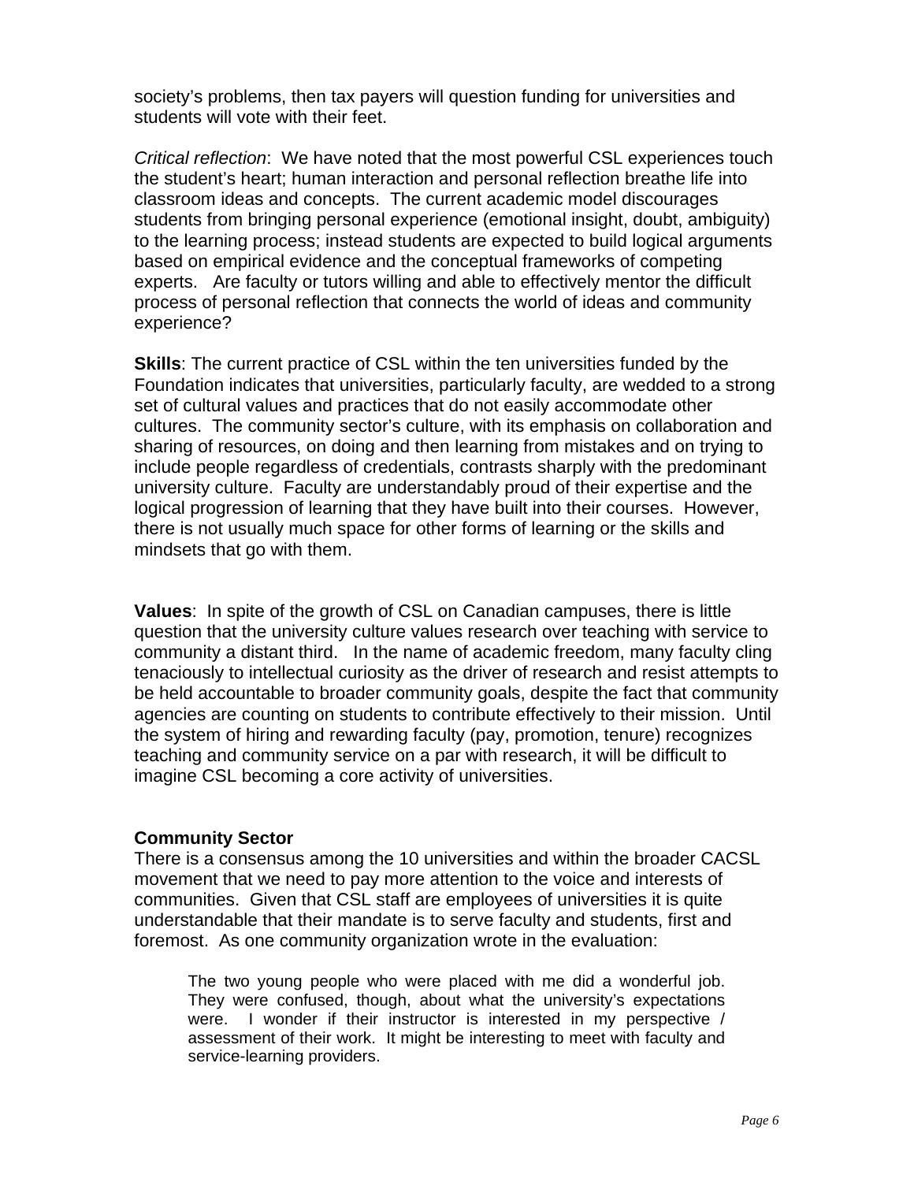society's problems, then tax payers will question funding for universities and students will vote with their feet.

*Critical reflection*: We have noted that the most powerful CSL experiences touch the student's heart; human interaction and personal reflection breathe life into classroom ideas and concepts. The current academic model discourages students from bringing personal experience (emotional insight, doubt, ambiguity) to the learning process; instead students are expected to build logical arguments based on empirical evidence and the conceptual frameworks of competing experts. Are faculty or tutors willing and able to effectively mentor the difficult process of personal reflection that connects the world of ideas and community experience?

**Skills**: The current practice of CSL within the ten universities funded by the Foundation indicates that universities, particularly faculty, are wedded to a strong set of cultural values and practices that do not easily accommodate other cultures. The community sector's culture, with its emphasis on collaboration and sharing of resources, on doing and then learning from mistakes and on trying to include people regardless of credentials, contrasts sharply with the predominant university culture. Faculty are understandably proud of their expertise and the logical progression of learning that they have built into their courses. However, there is not usually much space for other forms of learning or the skills and mindsets that go with them.

**Values**: In spite of the growth of CSL on Canadian campuses, there is little question that the university culture values research over teaching with service to community a distant third. In the name of academic freedom, many faculty cling tenaciously to intellectual curiosity as the driver of research and resist attempts to be held accountable to broader community goals, despite the fact that community agencies are counting on students to contribute effectively to their mission. Until the system of hiring and rewarding faculty (pay, promotion, tenure) recognizes teaching and community service on a par with research, it will be difficult to imagine CSL becoming a core activity of universities.

**Community Sector**

There is a consensus among the 10 universities and within the broader CACSL movement that we need to pay more attention to the voice and interests of communities. Given that CSL staff are employees of universities it is quite understandable that their mandate is to serve faculty and students, first and foremost. As one community organization wrote in the evaluation:

> The two young people who were placed with me did a wonderful job. They were confused, though, about what the university's expectations were. I wonder if their instructor is interested in my perspective / assessment of their work. It might be interesting to meet with faculty and service-learning providers.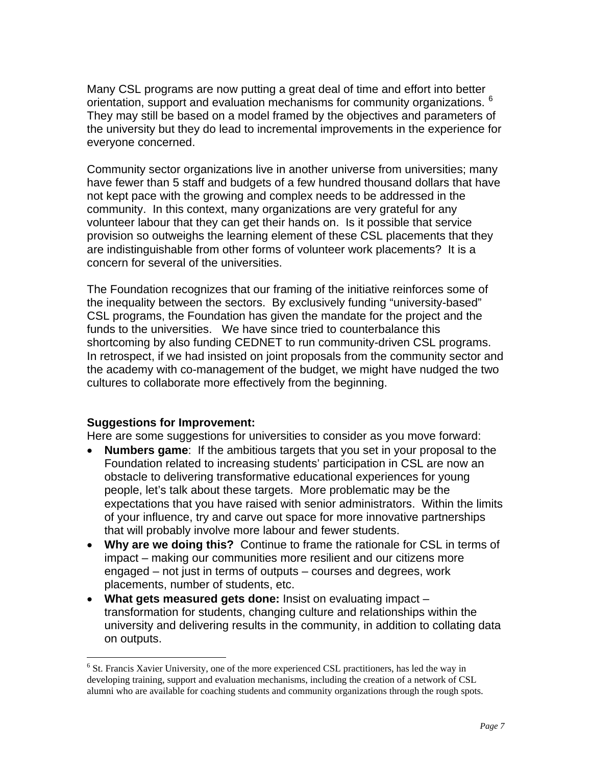Many CSL programs are now putting a great deal of time and effort into better orientation, support and evaluation mechanisms for community organizations. [6] They may still be based on a model framed by the objectives and parameters of the university but they do lead to incremental improvements in the experience for everyone concerned.

Community sector organizations live in another universe from universities; many have fewer than 5 staff and budgets of a few hundred thousand dollars that have not kept pace with the growing and complex needs to be addressed in the community. In this context, many organizations are very grateful for any volunteer labour that they can get their hands on. Is it possible that service provision so outweighs the learning element of these CSL placements that they are indistinguishable from other forms of volunteer work placements? It is a concern for several of the universities.

The Foundation recognizes that our framing of the initiative reinforces some of the inequality between the sectors. By exclusively funding "university-based" CSL programs, the Foundation has given the mandate for the project and the funds to the universities. We have since tried to counterbalance this shortcoming by also funding CEDNET to run community-driven CSL programs. In retrospect, if we had insisted on joint proposals from the community sector and the academy with co-management of the budget, we might have nudged the two cultures to collaborate more effectively from the beginning.

**Suggestions for Improvement:**

Here are some suggestions for universities to consider as you move forward:

- **Numbers game**: If the ambitious targets that you set in your proposal to the Foundation related to increasing students' participation in CSL are now an obstacle to delivering transformative educational experiences for young people, let's talk about these targets. More problematic may be the expectations that you have raised with senior administrators. Within the limits of your influence, try and carve out space for more innovative partnerships that will probably involve more labour and fewer students.
- **Why are we doing this?** Continue to frame the rationale for CSL in terms of impact – making our communities more resilient and our citizens more engaged – not just in terms of outputs – courses and degrees, work placements, number of students, etc.
- **What gets measured gets done:** Insist on evaluating impact – transformation for students, changing culture and relationships within the university and delivering results in the community, in addition to collating data on outputs.

[6] St. Francis Xavier University, one of the more experienced CSL practitioners, has led the way in developing training, support and evaluation mechanisms, including the creation of a network of CSL alumni who are available for coaching students and community organizations through the rough spots.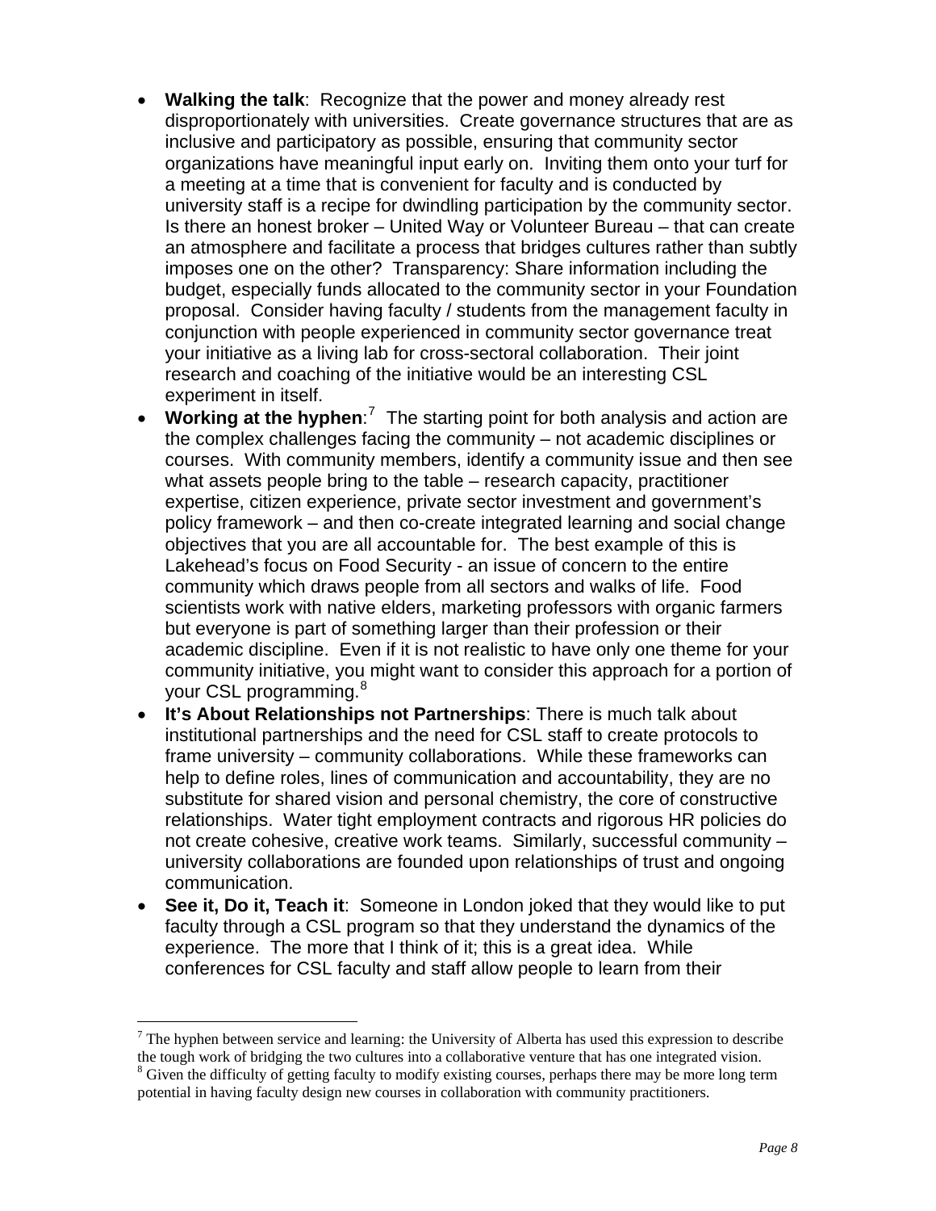- **Walking the talk**: Recognize that the power and money already rest disproportionately with universities. Create governance structures that are as inclusive and participatory as possible, ensuring that community sector organizations have meaningful input early on. Inviting them onto your turf for a meeting at a time that is convenient for faculty and is conducted by university staff is a recipe for dwindling participation by the community sector. Is there an honest broker – United Way or Volunteer Bureau – that can create an atmosphere and facilitate a process that bridges cultures rather than subtly imposes one on the other? Transparency: Share information including the budget, especially funds allocated to the community sector in your Foundation proposal. Consider having faculty / students from the management faculty in conjunction with people experienced in community sector governance treat your initiative as a living lab for cross-sectoral collaboration. Their joint research and coaching of the initiative would be an interesting CSL experiment in itself.
- **Working at the hyphen**:[7] The starting point for both analysis and action are the complex challenges facing the community – not academic disciplines or courses. With community members, identify a community issue and then see what assets people bring to the table – research capacity, practitioner expertise, citizen experience, private sector investment and government's policy framework – and then co-create integrated learning and social change objectives that you are all accountable for. The best example of this is Lakehead's focus on Food Security - an issue of concern to the entire community which draws people from all sectors and walks of life. Food scientists work with native elders, marketing professors with organic farmers but everyone is part of something larger than their profession or their academic discipline. Even if it is not realistic to have only one theme for your community initiative, you might want to consider this approach for a portion of your CSL programming.[8]
- **It's About Relationships not Partnerships**: There is much talk about institutional partnerships and the need for CSL staff to create protocols to frame university – community collaborations. While these frameworks can help to define roles, lines of communication and accountability, they are no substitute for shared vision and personal chemistry, the core of constructive relationships. Water tight employment contracts and rigorous HR policies do not create cohesive, creative work teams. Similarly, successful community – university collaborations are founded upon relationships of trust and ongoing communication.
- **See it, Do it, Teach it**: Someone in London joked that they would like to put faculty through a CSL program so that they understand the dynamics of the experience. The more that I think of it; this is a great idea. While conferences for CSL faculty and staff allow people to learn from their

---

[7] The hyphen between service and learning: the University of Alberta has used this expression to describe the tough work of bridging the two cultures into a collaborative venture that has one integrated vision.

[8] Given the difficulty of getting faculty to modify existing courses, perhaps there may be more long term potential in having faculty design new courses in collaboration with community practitioners.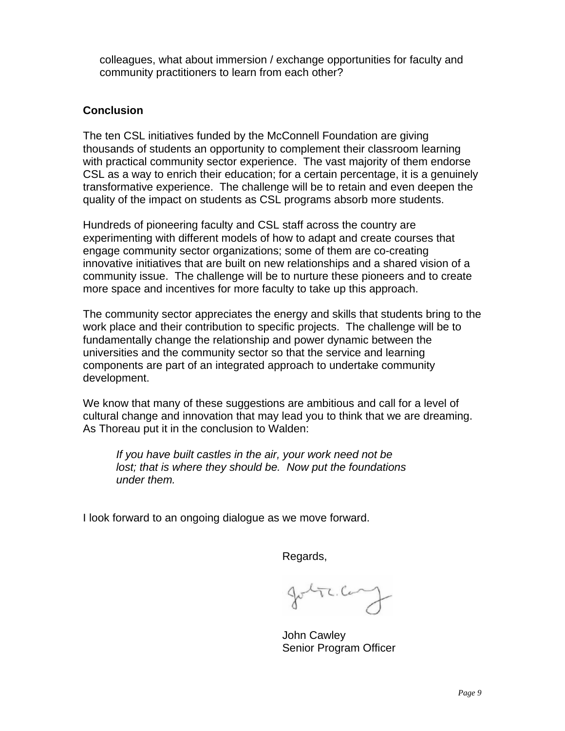colleagues, what about immersion / exchange opportunities for faculty and community practitioners to learn from each other?

**Conclusion**

The ten CSL initiatives funded by the McConnell Foundation are giving thousands of students an opportunity to complement their classroom learning with practical community sector experience. The vast majority of them endorse CSL as a way to enrich their education; for a certain percentage, it is a genuinely transformative experience. The challenge will be to retain and even deepen the quality of the impact on students as CSL programs absorb more students.

Hundreds of pioneering faculty and CSL staff across the country are experimenting with different models of how to adapt and create courses that engage community sector organizations; some of them are co-creating innovative initiatives that are built on new relationships and a shared vision of a community issue. The challenge will be to nurture these pioneers and to create more space and incentives for more faculty to take up this approach.

The community sector appreciates the energy and skills that students bring to the work place and their contribution to specific projects. The challenge will be to fundamentally change the relationship and power dynamic between the universities and the community sector so that the service and learning components are part of an integrated approach to undertake community development.

We know that many of these suggestions are ambitious and call for a level of cultural change and innovation that may lead you to think that we are dreaming. As Thoreau put it in the conclusion to Walden:

> *If you have built castles in the air, your work need not be lost; that is where they should be. Now put the foundations under them.*

I look forward to an ongoing dialogue as we move forward.

Regards,

John Cawley
Senior Program Officer